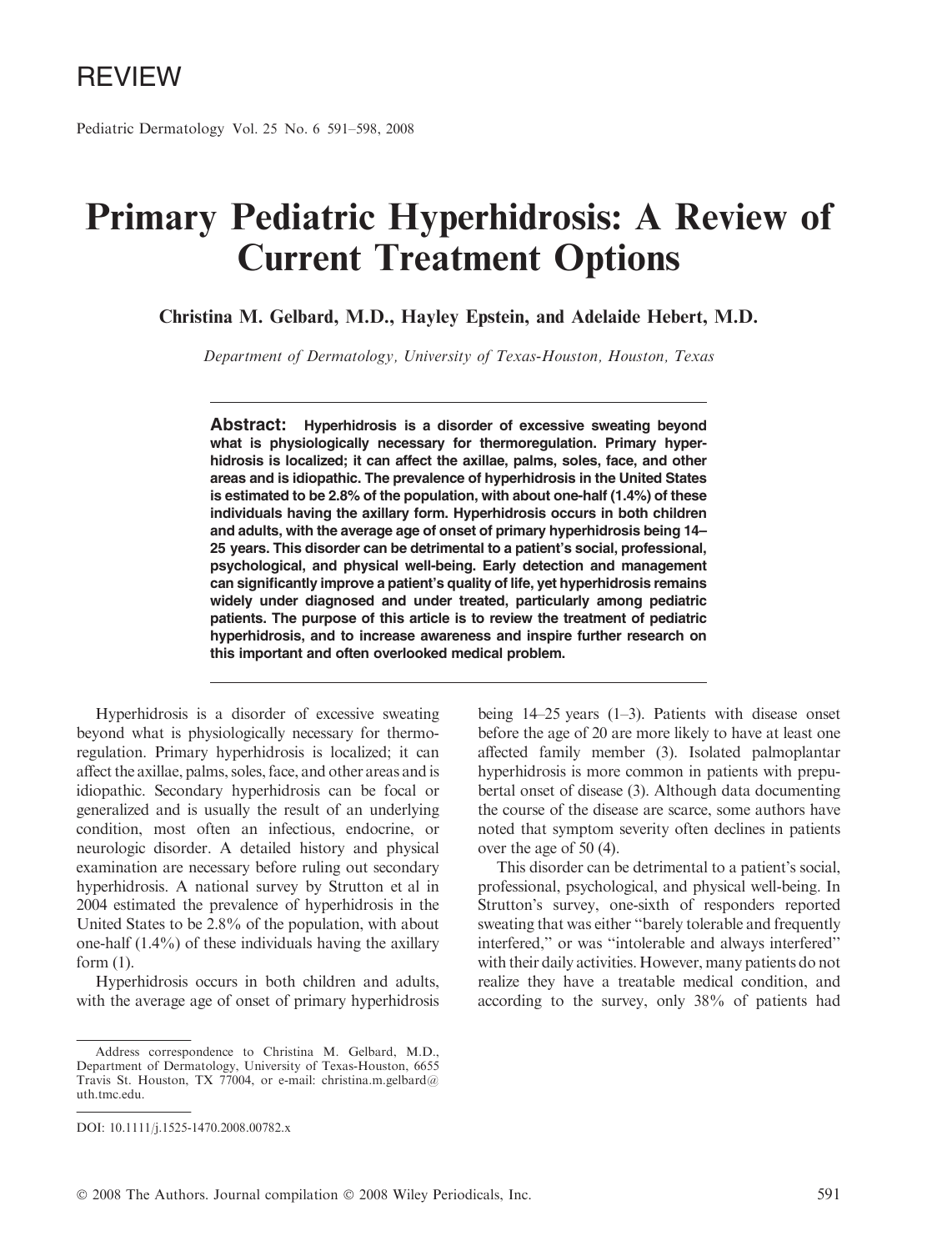REVIEW

# Primary Pediatric Hyperhidrosis: A Review of Current Treatment Options

**Christina M. Gelbard, M.D., Hayley Epstein, and Adelaide Hebert, M.D.**

*Department of Dermatology, University of Texas-Houston, Houston, Texas*

**Abstract: Hyperhidrosis is a disorder of excessive sweating beyond what is physiologically necessary for thermoregulation. Primary hyperhidrosis is localized; it can affect the axillae, palms, soles, face, and other areas and is idiopathic. The prevalence of hyperhidrosis in the United States is estimated to be 2.8% of the population, with about one-half (1.4%) of these individuals having the axillary form. Hyperhidrosis occurs in both children and adults, with the average age of onset of primary hyperhidrosis being 14–25 years. This disorder can be detrimental to a patient's social, professional, psychological, and physical well-being. Early detection and management can significantly improve a patient's quality of life, yet hyperhidrosis remains widely under diagnosed and under treated, particularly among pediatric patients. The purpose of this article is to review the treatment of pediatric hyperhidrosis, and to increase awareness and inspire further research on this important and often overlooked medical problem.**

Hyperhidrosis is a disorder of excessive sweating beyond what is physiologically necessary for thermoregulation. Primary hyperhidrosis is localized; it can affect the axillae, palms, soles, face, and other areas and is idiopathic. Secondary hyperhidrosis can be focal or generalized and is usually the result of an underlying condition, most often an infectious, endocrine, or neurologic disorder. A detailed history and physical examination are necessary before ruling out secondary hyperhidrosis. A national survey by Strutton et al in 2004 estimated the prevalence of hyperhidrosis in the United States to be 2.8% of the population, with about one-half (1.4%) of these individuals having the axillary form (1).

Hyperhidrosis occurs in both children and adults, with the average age of onset of primary hyperhidrosis being 14–25 years (1–3). Patients with disease onset before the age of 20 are more likely to have at least one affected family member (3). Isolated palmoplantar hyperhidrosis is more common in patients with prepubertal onset of disease (3). Although data documenting the course of the disease are scarce, some authors have noted that symptom severity often declines in patients over the age of 50 (4).

This disorder can be detrimental to a patient's social, professional, psychological, and physical well-being. In Strutton's survey, one-sixth of responders reported sweating that was either "barely tolerable and frequently interfered," or was "intolerable and always interfered" with their daily activities. However, many patients do not realize they have a treatable medical condition, and according to the survey, only 38% of patients had

Address correspondence to Christina M. Gelbard, M.D., Department of Dermatology, University of Texas-Houston, 6655 Travis St. Houston, TX 77004, or e-mail: christina.m.gelbard@uth.tmc.edu.

DOI: 10.1111/j.1525-1470.2008.00782.x

© 2008 The Authors. Journal compilation © 2008 Wiley Periodicals, Inc.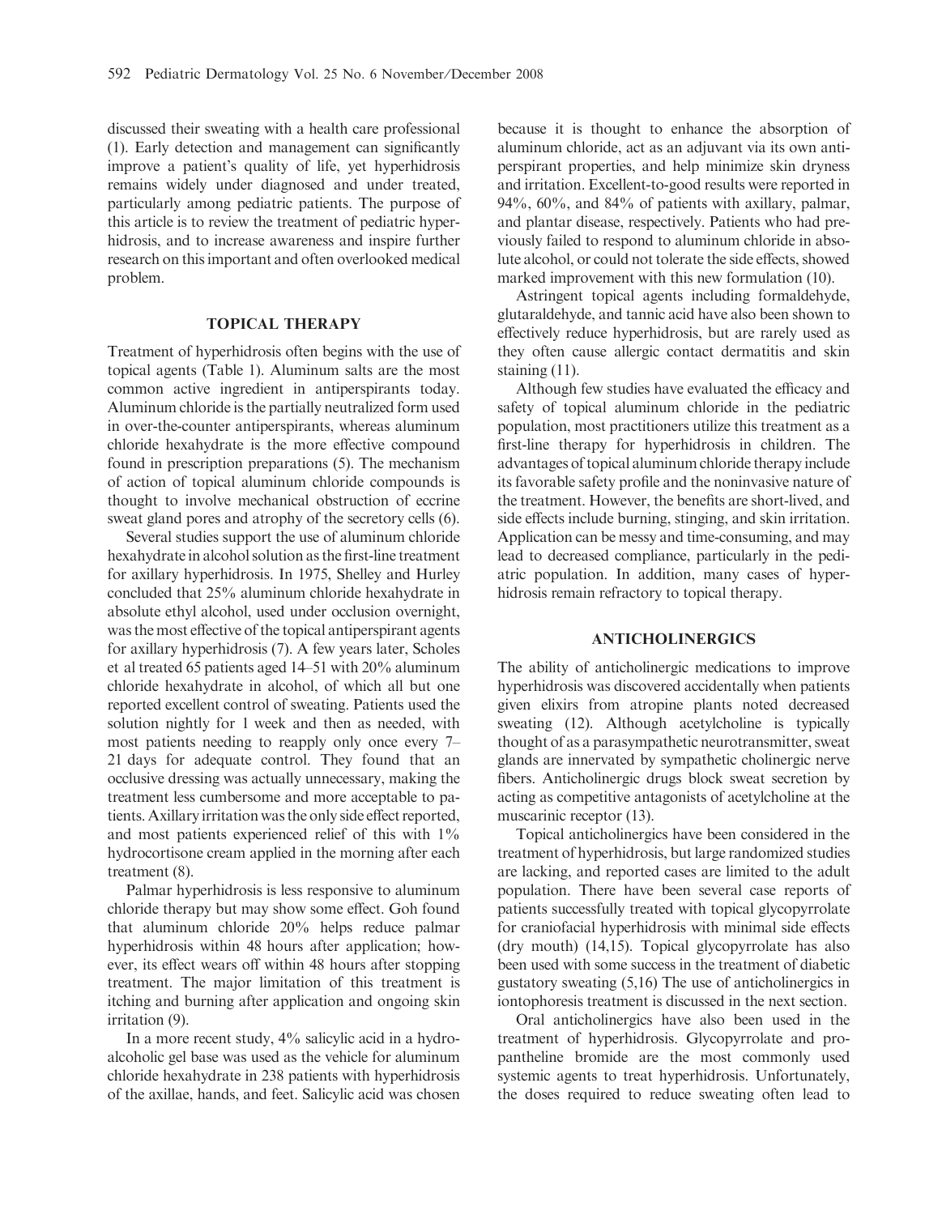discussed their sweating with a health care professional (1). Early detection and management can significantly improve a patient's quality of life, yet hyperhidrosis remains widely under diagnosed and under treated, particularly among pediatric patients. The purpose of this article is to review the treatment of pediatric hyperhidrosis, and to increase awareness and inspire further research on this important and often overlooked medical problem.

## TOPICAL THERAPY

Treatment of hyperhidrosis often begins with the use of topical agents (Table 1). Aluminum salts are the most common active ingredient in antiperspirants today. Aluminum chloride is the partially neutralized form used in over-the-counter antiperspirants, whereas aluminum chloride hexahydrate is the more effective compound found in prescription preparations (5). The mechanism of action of topical aluminum chloride compounds is thought to involve mechanical obstruction of eccrine sweat gland pores and atrophy of the secretory cells (6).

Several studies support the use of aluminum chloride hexahydrate in alcohol solution as the first-line treatment for axillary hyperhidrosis. In 1975, Shelley and Hurley concluded that 25% aluminum chloride hexahydrate in absolute ethyl alcohol, used under occlusion overnight, was the most effective of the topical antiperspirant agents for axillary hyperhidrosis (7). A few years later, Scholes et al treated 65 patients aged 14–51 with 20% aluminum chloride hexahydrate in alcohol, of which all but one reported excellent control of sweating. Patients used the solution nightly for 1 week and then as needed, with most patients needing to reapply only once every 7–21 days for adequate control. They found that an occlusive dressing was actually unnecessary, making the treatment less cumbersome and more acceptable to patients. Axillary irritation was the only side effect reported, and most patients experienced relief of this with 1% hydrocortisone cream applied in the morning after each treatment (8).

Palmar hyperhidrosis is less responsive to aluminum chloride therapy but may show some effect. Goh found that aluminum chloride 20% helps reduce palmar hyperhidrosis within 48 hours after application; however, its effect wears off within 48 hours after stopping treatment. The major limitation of this treatment is itching and burning after application and ongoing skin irritation (9).

In a more recent study, 4% salicylic acid in a hydroalcoholic gel base was used as the vehicle for aluminum chloride hexahydrate in 238 patients with hyperhidrosis of the axillae, hands, and feet. Salicylic acid was chosen because it is thought to enhance the absorption of aluminum chloride, act as an adjuvant via its own antiperspirant properties, and help minimize skin dryness and irritation. Excellent-to-good results were reported in 94%, 60%, and 84% of patients with axillary, palmar, and plantar disease, respectively. Patients who had previously failed to respond to aluminum chloride in absolute alcohol, or could not tolerate the side effects, showed marked improvement with this new formulation (10).

Astringent topical agents including formaldehyde, glutaraldehyde, and tannic acid have also been shown to effectively reduce hyperhidrosis, but are rarely used as they often cause allergic contact dermatitis and skin staining (11).

Although few studies have evaluated the efficacy and safety of topical aluminum chloride in the pediatric population, most practitioners utilize this treatment as a first-line therapy for hyperhidrosis in children. The advantages of topical aluminum chloride therapy include its favorable safety profile and the noninvasive nature of the treatment. However, the benefits are short-lived, and side effects include burning, stinging, and skin irritation. Application can be messy and time-consuming, and may lead to decreased compliance, particularly in the pediatric population. In addition, many cases of hyperhidrosis remain refractory to topical therapy.

## ANTICHOLINERGICS

The ability of anticholinergic medications to improve hyperhidrosis was discovered accidentally when patients given elixirs from atropine plants noted decreased sweating (12). Although acetylcholine is typically thought of as a parasympathetic neurotransmitter, sweat glands are innervated by sympathetic cholinergic nerve fibers. Anticholinergic drugs block sweat secretion by acting as competitive antagonists of acetylcholine at the muscarinic receptor (13).

Topical anticholinergics have been considered in the treatment of hyperhidrosis, but large randomized studies are lacking, and reported cases are limited to the adult population. There have been several case reports of patients successfully treated with topical glycopyrrolate for craniofacial hyperhidrosis with minimal side effects (dry mouth) (14,15). Topical glycopyrrolate has also been used with some success in the treatment of diabetic gustatory sweating (5,16) The use of anticholinergics in iontophoresis treatment is discussed in the next section.

Oral anticholinergics have also been used in the treatment of hyperhidrosis. Glycopyrrolate and propantheline bromide are the most commonly used systemic agents to treat hyperhidrosis. Unfortunately, the doses required to reduce sweating often lead to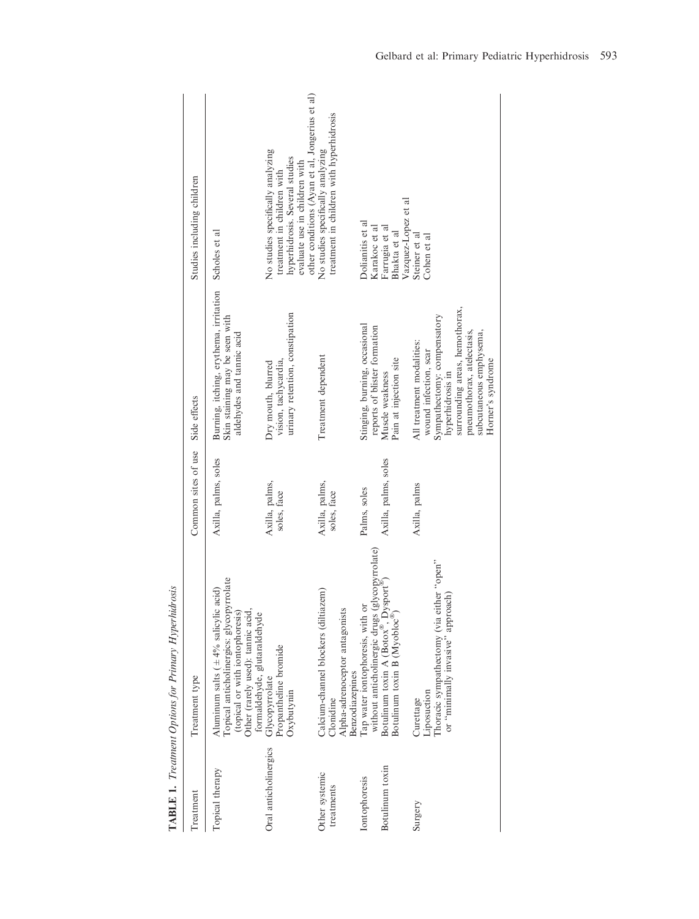**TABLE 1.** *Treatment Options for Primary Hyperhidrosis*

| Treatment | Treatment type | Common sites of use | Side effects | Studies including children |
|---|---|---|---|---|
| Topical therapy | Aluminum salts (±4% salicylic acid)<br>Topical anticholinergics: glycopyrrolate (topical or with iontophoresis)<br>Other (rarely used): tannic acid, formaldehyde, glutaraldehyde | Axilla, palms, soles | Burning, itching, erythema, irritation<br>Skin staining may be seen with aldehydes and tannic acid | Scholes et al |
| Oral anticholinergics | Glycopyrrolate<br>Propantheline bromide<br>Oxybutynin | Axilla, palms, soles, face | Dry mouth, blurred vision, tachycardia, urinary retention, constipation | No studies specifically analyzing treatment in children with hyperhidrosis. Several studies evaluate use in children with other conditions (Ayan et al, Jongerius et al) |
| Other systemic treatments | Calcium-channel blockers (diltiazem)<br>Clonidine<br>Alpha-adrenoceptor antagonists<br>Benzodiazepines | Axilla, palms, soles, face | Treatment dependent | No studies specifically analyzing treatment in children with hyperhidrosis |
| Iontophoresis | Tap water iontophoresis, with or without anticholinergic drugs (glycopyrrolate) | Palms, soles | Stinging, burning, occasional reports of blister formation | Dolianitis et al<br>Karakoc et al |
| Botulinum toxin | Botulinum toxin A (Botox®, Dysport®)<br>Botulinum toxin B (Myobloc®) | Axilla, palms, soles | Muscle weakness<br>Pain at injection site | Farrugia et al<br>Bhakta et al<br>Vazquez-Lopez et al |
| Surgery | Curettage<br>Liposuction<br>Thoracic sympathectomy (via either "open" or "minimally invasive" approach) | Axilla, palms | All treatment modalities: wound infection, scar<br>Sympathectomy: compensatory hyperhidrosis in surrounding areas, hemothorax, pneumothorax, atelectasis, subcutaneous emphysema, Horner's syndrome | Steiner et al<br>Cohen et al |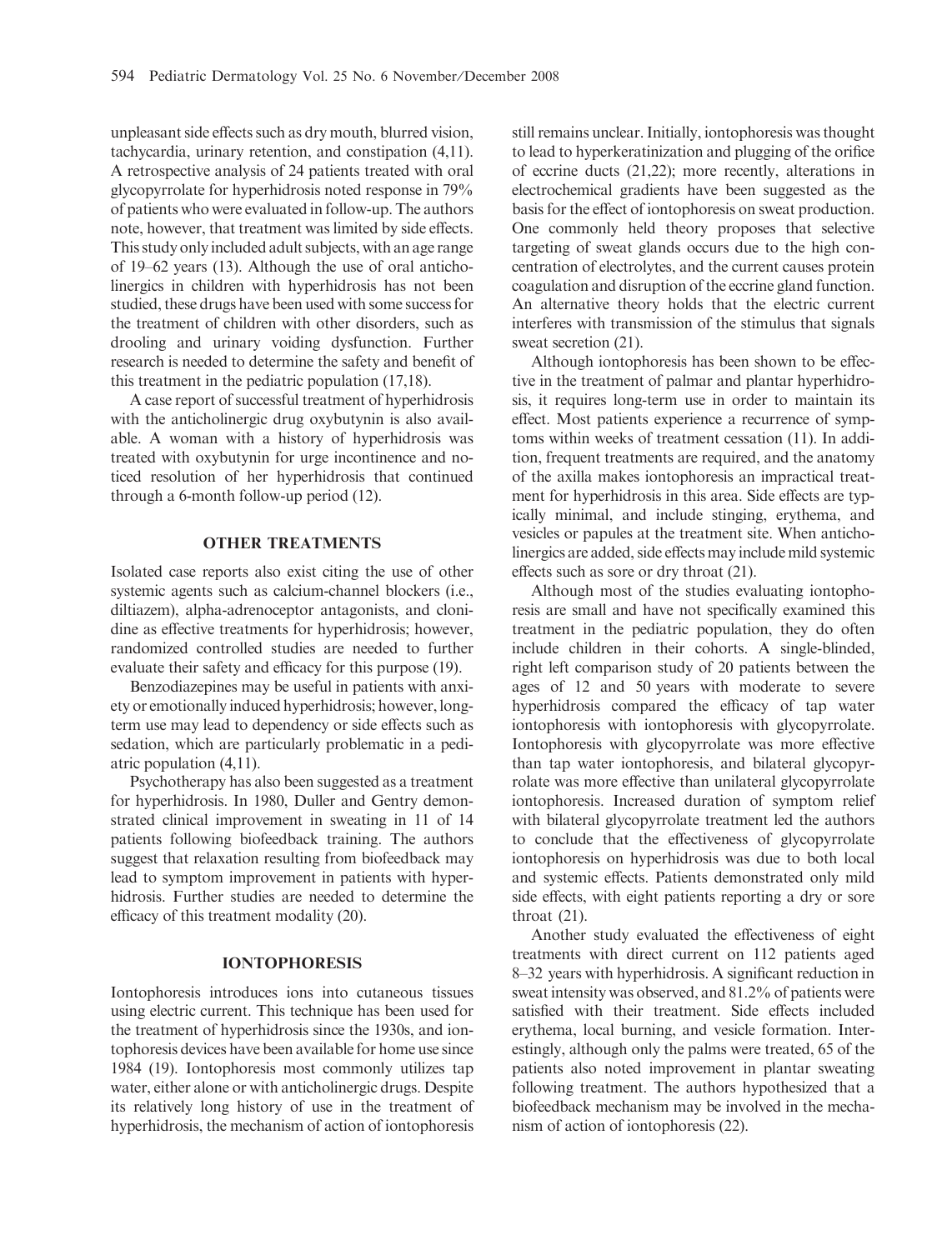unpleasant side effects such as dry mouth, blurred vision, tachycardia, urinary retention, and constipation (4,11). A retrospective analysis of 24 patients treated with oral glycopyrrolate for hyperhidrosis noted response in 79% of patients who were evaluated in follow-up. The authors note, however, that treatment was limited by side effects. This study only included adult subjects, with an age range of 19–62 years (13). Although the use of oral anticholinergics in children with hyperhidrosis has not been studied, these drugs have been used with some success for the treatment of children with other disorders, such as drooling and urinary voiding dysfunction. Further research is needed to determine the safety and benefit of this treatment in the pediatric population (17,18).

A case report of successful treatment of hyperhidrosis with the anticholinergic drug oxybutynin is also available. A woman with a history of hyperhidrosis was treated with oxybutynin for urge incontinence and noticed resolution of her hyperhidrosis that continued through a 6-month follow-up period (12).

## OTHER TREATMENTS

Isolated case reports also exist citing the use of other systemic agents such as calcium-channel blockers (i.e., diltiazem), alpha-adrenoceptor antagonists, and clonidine as effective treatments for hyperhidrosis; however, randomized controlled studies are needed to further evaluate their safety and efficacy for this purpose (19).

Benzodiazepines may be useful in patients with anxiety or emotionally induced hyperhidrosis; however, long-term use may lead to dependency or side effects such as sedation, which are particularly problematic in a pediatric population (4,11).

Psychotherapy has also been suggested as a treatment for hyperhidrosis. In 1980, Duller and Gentry demonstrated clinical improvement in sweating in 11 of 14 patients following biofeedback training. The authors suggest that relaxation resulting from biofeedback may lead to symptom improvement in patients with hyperhidrosis. Further studies are needed to determine the efficacy of this treatment modality (20).

## IONTOPHORESIS

Iontophoresis introduces ions into cutaneous tissues using electric current. This technique has been used for the treatment of hyperhidrosis since the 1930s, and iontophoresis devices have been available for home use since 1984 (19). Iontophoresis most commonly utilizes tap water, either alone or with anticholinergic drugs. Despite its relatively long history of use in the treatment of hyperhidrosis, the mechanism of action of iontophoresis still remains unclear. Initially, iontophoresis was thought to lead to hyperkeratinization and plugging of the orifice of eccrine ducts (21,22); more recently, alterations in electrochemical gradients have been suggested as the basis for the effect of iontophoresis on sweat production. One commonly held theory proposes that selective targeting of sweat glands occurs due to the high concentration of electrolytes, and the current causes protein coagulation and disruption of the eccrine gland function. An alternative theory holds that the electric current interferes with transmission of the stimulus that signals sweat secretion (21).

Although iontophoresis has been shown to be effective in the treatment of palmar and plantar hyperhidrosis, it requires long-term use in order to maintain its effect. Most patients experience a recurrence of symptoms within weeks of treatment cessation (11). In addition, frequent treatments are required, and the anatomy of the axilla makes iontophoresis an impractical treatment for hyperhidrosis in this area. Side effects are typically minimal, and include stinging, erythema, and vesicles or papules at the treatment site. When anticholinergics are added, side effects may include mild systemic effects such as sore or dry throat (21).

Although most of the studies evaluating iontophoresis are small and have not specifically examined this treatment in the pediatric population, they do often include children in their cohorts. A single-blinded, right left comparison study of 20 patients between the ages of 12 and 50 years with moderate to severe hyperhidrosis compared the efficacy of tap water iontophoresis with iontophoresis with glycopyrrolate. Iontophoresis with glycopyrrolate was more effective than tap water iontophoresis, and bilateral glycopyrrolate was more effective than unilateral glycopyrrolate iontophoresis. Increased duration of symptom relief with bilateral glycopyrrolate treatment led the authors to conclude that the effectiveness of glycopyrrolate iontophoresis on hyperhidrosis was due to both local and systemic effects. Patients demonstrated only mild side effects, with eight patients reporting a dry or sore throat (21).

Another study evaluated the effectiveness of eight treatments with direct current on 112 patients aged 8–32 years with hyperhidrosis. A significant reduction in sweat intensity was observed, and 81.2% of patients were satisfied with their treatment. Side effects included erythema, local burning, and vesicle formation. Interestingly, although only the palms were treated, 65 of the patients also noted improvement in plantar sweating following treatment. The authors hypothesized that a biofeedback mechanism may be involved in the mechanism of action of iontophoresis (22).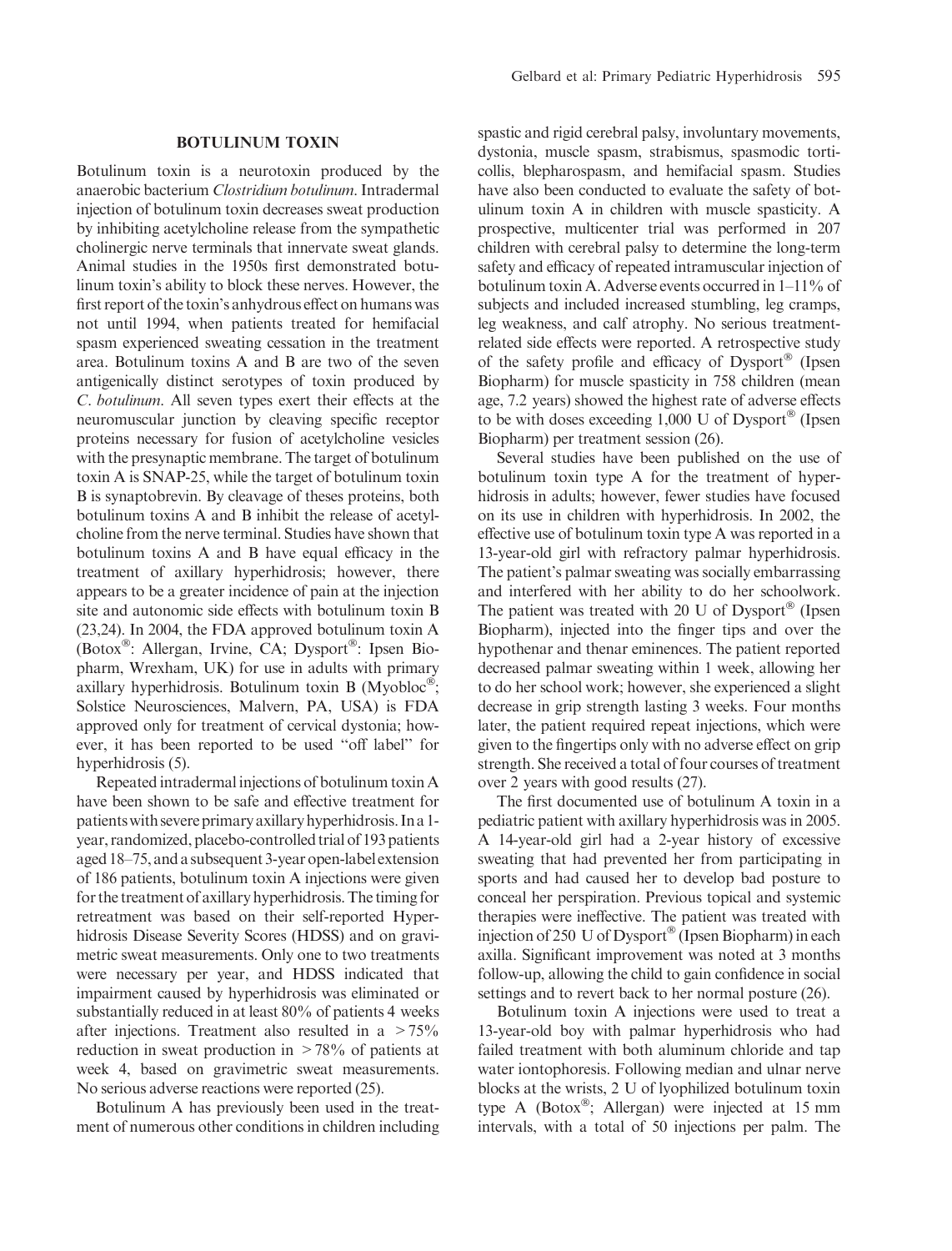## BOTULINUM TOXIN

Botulinum toxin is a neurotoxin produced by the anaerobic bacterium *Clostridium botulinum*. Intradermal injection of botulinum toxin decreases sweat production by inhibiting acetylcholine release from the sympathetic cholinergic nerve terminals that innervate sweat glands. Animal studies in the 1950s first demonstrated botulinum toxin's ability to block these nerves. However, the first report of the toxin's anhydrous effect on humans was not until 1994, when patients treated for hemifacial spasm experienced sweating cessation in the treatment area. Botulinum toxins A and B are two of the seven antigenically distinct serotypes of toxin produced by *C. botulinum*. All seven types exert their effects at the neuromuscular junction by cleaving specific receptor proteins necessary for fusion of acetylcholine vesicles with the presynaptic membrane. The target of botulinum toxin A is SNAP-25, while the target of botulinum toxin B is synaptobrevin. By cleavage of theses proteins, both botulinum toxins A and B inhibit the release of acetylcholine from the nerve terminal. Studies have shown that botulinum toxins A and B have equal efficacy in the treatment of axillary hyperhidrosis; however, there appears to be a greater incidence of pain at the injection site and autonomic side effects with botulinum toxin B (23,24). In 2004, the FDA approved botulinum toxin A (Botox®: Allergan, Irvine, CA; Dysport®: Ipsen Biopharm, Wrexham, UK) for use in adults with primary axillary hyperhidrosis. Botulinum toxin B (Myobloc®; Solstice Neurosciences, Malvern, PA, USA) is FDA approved only for treatment of cervical dystonia; however, it has been reported to be used "off label" for hyperhidrosis (5).

Repeated intradermal injections of botulinum toxin A have been shown to be safe and effective treatment for patients with severe primary axillary hyperhidrosis. In a 1-year, randomized, placebo-controlled trial of 193 patients aged 18–75, and a subsequent 3-year open-label extension of 186 patients, botulinum toxin A injections were given for the treatment of axillary hyperhidrosis. The timing for retreatment was based on their self-reported Hyperhidrosis Disease Severity Scores (HDSS) and on gravimetric sweat measurements. Only one to two treatments were necessary per year, and HDSS indicated that impairment caused by hyperhidrosis was eliminated or substantially reduced in at least 80% of patients 4 weeks after injections. Treatment also resulted in a >75% reduction in sweat production in >78% of patients at week 4, based on gravimetric sweat measurements. No serious adverse reactions were reported (25).

Botulinum A has previously been used in the treatment of numerous other conditions in children including spastic and rigid cerebral palsy, involuntary movements, dystonia, muscle spasm, strabismus, spasmodic torticollis, blepharospasm, and hemifacial spasm. Studies have also been conducted to evaluate the safety of botulinum toxin A in children with muscle spasticity. A prospective, multicenter trial was performed in 207 children with cerebral palsy to determine the long-term safety and efficacy of repeated intramuscular injection of botulinum toxin A. Adverse events occurred in 1–11% of subjects and included increased stumbling, leg cramps, leg weakness, and calf atrophy. No serious treatment-related side effects were reported. A retrospective study of the safety profile and efficacy of Dysport® (Ipsen Biopharm) for muscle spasticity in 758 children (mean age, 7.2 years) showed the highest rate of adverse effects to be with doses exceeding 1,000 U of Dysport® (Ipsen Biopharm) per treatment session (26).

Several studies have been published on the use of botulinum toxin type A for the treatment of hyperhidrosis in adults; however, fewer studies have focused on its use in children with hyperhidrosis. In 2002, the effective use of botulinum toxin type A was reported in a 13-year-old girl with refractory palmar hyperhidrosis. The patient's palmar sweating was socially embarrassing and interfered with her ability to do her schoolwork. The patient was treated with 20 U of Dysport® (Ipsen Biopharm), injected into the finger tips and over the hypothenar and thenar eminences. The patient reported decreased palmar sweating within 1 week, allowing her to do her school work; however, she experienced a slight decrease in grip strength lasting 3 weeks. Four months later, the patient required repeat injections, which were given to the fingertips only with no adverse effect on grip strength. She received a total of four courses of treatment over 2 years with good results (27).

The first documented use of botulinum A toxin in a pediatric patient with axillary hyperhidrosis was in 2005. A 14-year-old girl had a 2-year history of excessive sweating that had prevented her from participating in sports and had caused her to develop bad posture to conceal her perspiration. Previous topical and systemic therapies were ineffective. The patient was treated with injection of 250 U of Dysport® (Ipsen Biopharm) in each axilla. Significant improvement was noted at 3 months follow-up, allowing the child to gain confidence in social settings and to revert back to her normal posture (26).

Botulinum toxin A injections were used to treat a 13-year-old boy with palmar hyperhidrosis who had failed treatment with both aluminum chloride and tap water iontophoresis. Following median and ulnar nerve blocks at the wrists, 2 U of lyophilized botulinum toxin type A (Botox®; Allergan) were injected at 15 mm intervals, with a total of 50 injections per palm. The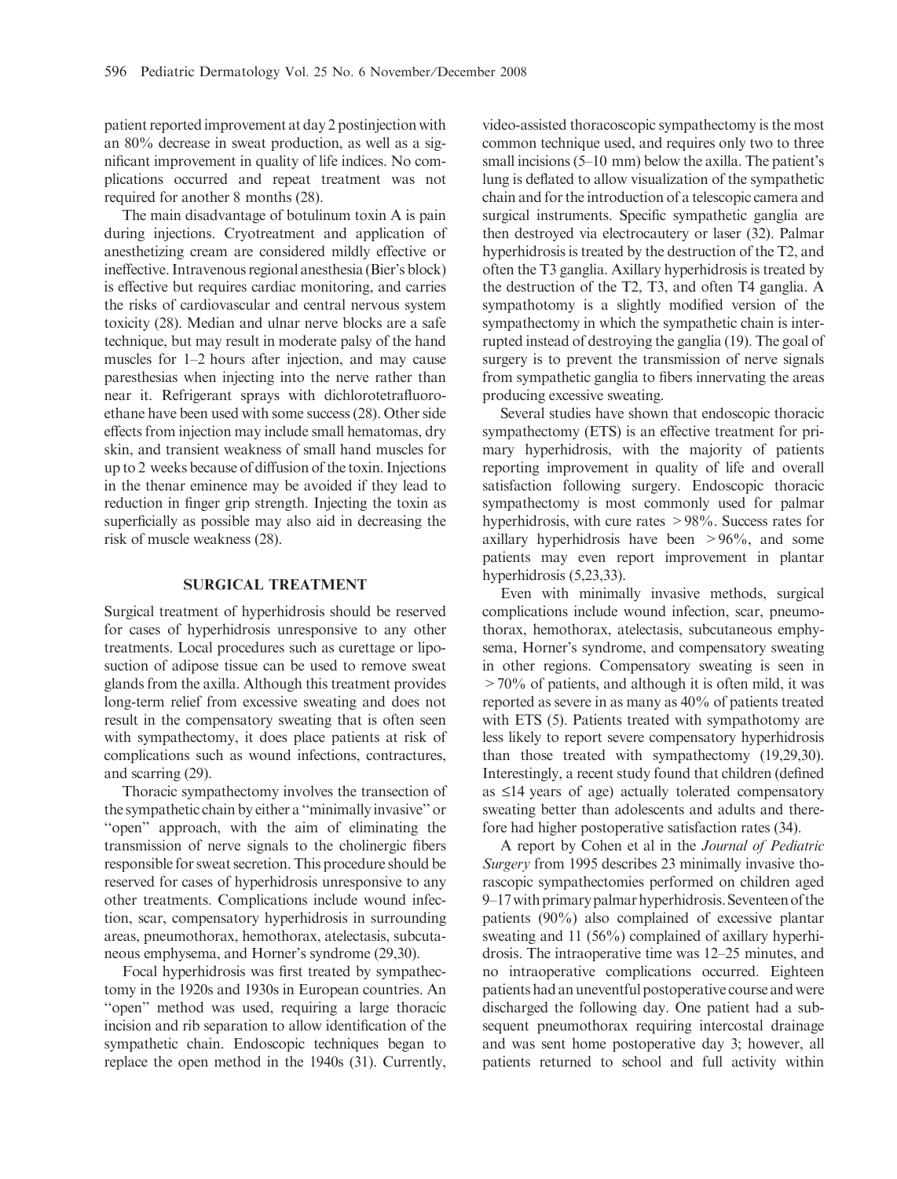patient reported improvement at day 2 postinjection with an 80% decrease in sweat production, as well as a significant improvement in quality of life indices. No complications occurred and repeat treatment was not required for another 8 months (28).

The main disadvantage of botulinum toxin A is pain during injections. Cryotreatment and application of anesthetizing cream are considered mildly effective or ineffective. Intravenous regional anesthesia (Bier's block) is effective but requires cardiac monitoring, and carries the risks of cardiovascular and central nervous system toxicity (28). Median and ulnar nerve blocks are a safe technique, but may result in moderate palsy of the hand muscles for 1–2 hours after injection, and may cause paresthesias when injecting into the nerve rather than near it. Refrigerant sprays with dichlorotetrafluoroethane have been used with some success (28). Other side effects from injection may include small hematomas, dry skin, and transient weakness of small hand muscles for up to 2 weeks because of diffusion of the toxin. Injections in the thenar eminence may be avoided if they lead to reduction in finger grip strength. Injecting the toxin as superficially as possible may also aid in decreasing the risk of muscle weakness (28).

## SURGICAL TREATMENT

Surgical treatment of hyperhidrosis should be reserved for cases of hyperhidrosis unresponsive to any other treatments. Local procedures such as curettage or liposuction of adipose tissue can be used to remove sweat glands from the axilla. Although this treatment provides long-term relief from excessive sweating and does not result in the compensatory sweating that is often seen with sympathectomy, it does place patients at risk of complications such as wound infections, contractures, and scarring (29).

Thoracic sympathectomy involves the transection of the sympathetic chain by either a "minimally invasive" or "open" approach, with the aim of eliminating the transmission of nerve signals to the cholinergic fibers responsible for sweat secretion. This procedure should be reserved for cases of hyperhidrosis unresponsive to any other treatments. Complications include wound infection, scar, compensatory hyperhidrosis in surrounding areas, pneumothorax, hemothorax, atelectasis, subcutaneous emphysema, and Horner's syndrome (29,30).

Focal hyperhidrosis was first treated by sympathectomy in the 1920s and 1930s in European countries. An "open" method was used, requiring a large thoracic incision and rib separation to allow identification of the sympathetic chain. Endoscopic techniques began to replace the open method in the 1940s (31). Currently, video-assisted thoracoscopic sympathectomy is the most common technique used, and requires only two to three small incisions (5–10 mm) below the axilla. The patient's lung is deflated to allow visualization of the sympathetic chain and for the introduction of a telescopic camera and surgical instruments. Specific sympathetic ganglia are then destroyed via electrocautery or laser (32). Palmar hyperhidrosis is treated by the destruction of the T2, and often the T3 ganglia. Axillary hyperhidrosis is treated by the destruction of the T2, T3, and often T4 ganglia. A sympathotomy is a slightly modified version of the sympathectomy in which the sympathetic chain is interrupted instead of destroying the ganglia (19). The goal of surgery is to prevent the transmission of nerve signals from sympathetic ganglia to fibers innervating the areas producing excessive sweating.

Several studies have shown that endoscopic thoracic sympathectomy (ETS) is an effective treatment for primary hyperhidrosis, with the majority of patients reporting improvement in quality of life and overall satisfaction following surgery. Endoscopic thoracic sympathectomy is most commonly used for palmar hyperhidrosis, with cure rates >98%. Success rates for axillary hyperhidrosis have been >96%, and some patients may even report improvement in plantar hyperhidrosis (5,23,33).

Even with minimally invasive methods, surgical complications include wound infection, scar, pneumothorax, hemothorax, atelectasis, subcutaneous emphysema, Horner's syndrome, and compensatory sweating in other regions. Compensatory sweating is seen in >70% of patients, and although it is often mild, it was reported as severe in as many as 40% of patients treated with ETS (5). Patients treated with sympathotomy are less likely to report severe compensatory hyperhidrosis than those treated with sympathectomy (19,29,30). Interestingly, a recent study found that children (defined as ≤14 years of age) actually tolerated compensatory sweating better than adolescents and adults and therefore had higher postoperative satisfaction rates (34).

A report by Cohen et al in the *Journal of Pediatric Surgery* from 1995 describes 23 minimally invasive thorascopic sympathectomies performed on children aged 9–17 with primary palmar hyperhidrosis. Seventeen of the patients (90%) also complained of excessive plantar sweating and 11 (56%) complained of axillary hyperhidrosis. The intraoperative time was 12–25 minutes, and no intraoperative complications occurred. Eighteen patients had an uneventful postoperative course and were discharged the following day. One patient had a subsequent pneumothorax requiring intercostal drainage and was sent home postoperative day 3; however, all patients returned to school and full activity within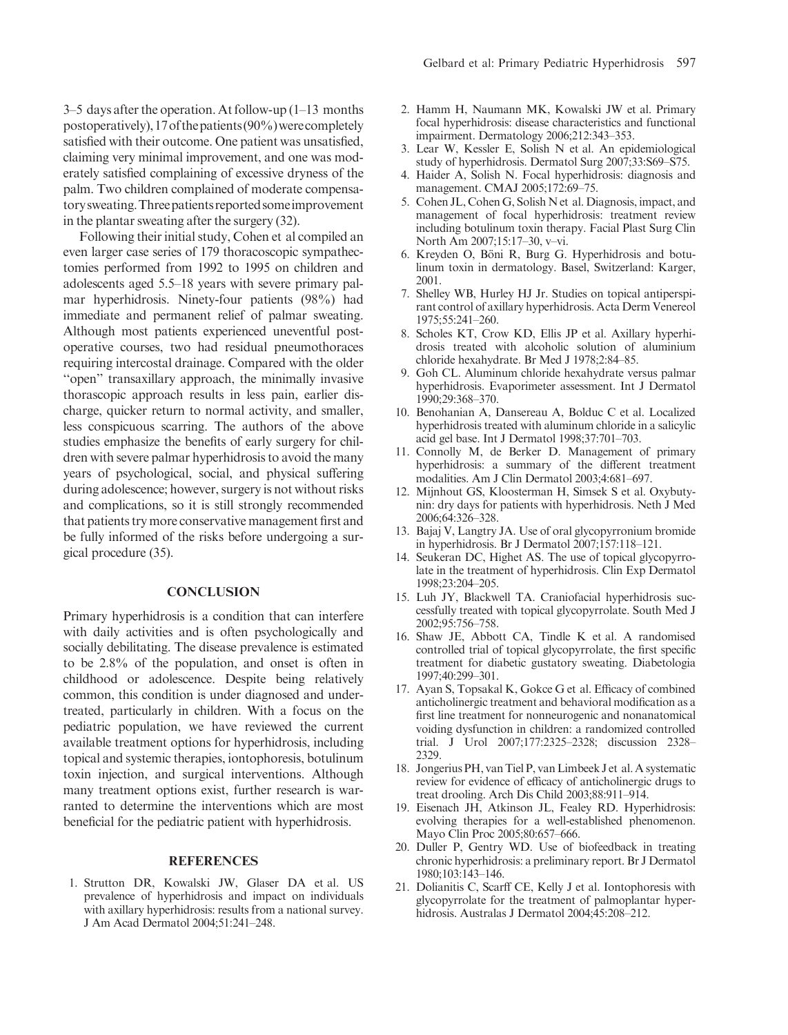3–5 days after the operation. At follow-up (1–13 months postoperatively), 17 of the patients (90%) were completely satisfied with their outcome. One patient was unsatisfied, claiming very minimal improvement, and one was moderately satisfied complaining of excessive dryness of the palm. Two children complained of moderate compensatory sweating. Three patients reported some improvement in the plantar sweating after the surgery (32).

Following their initial study, Cohen et al compiled an even larger case series of 179 thoracoscopic sympathectomies performed from 1992 to 1995 on children and adolescents aged 5.5–18 years with severe primary palmar hyperhidrosis. Ninety-four patients (98%) had immediate and permanent relief of palmar sweating. Although most patients experienced uneventful postoperative courses, two had residual pneumothoraces requiring intercostal drainage. Compared with the older "open" transaxillary approach, the minimally invasive thorascopic approach results in less pain, earlier discharge, quicker return to normal activity, and smaller, less conspicuous scarring. The authors of the above studies emphasize the benefits of early surgery for children with severe palmar hyperhidrosis to avoid the many years of psychological, social, and physical suffering during adolescence; however, surgery is not without risks and complications, so it is still strongly recommended that patients try more conservative management first and be fully informed of the risks before undergoing a surgical procedure (35).

## CONCLUSION

Primary hyperhidrosis is a condition that can interfere with daily activities and is often psychologically and socially debilitating. The disease prevalence is estimated to be 2.8% of the population, and onset is often in childhood or adolescence. Despite being relatively common, this condition is under diagnosed and undertreated, particularly in children. With a focus on the pediatric population, we have reviewed the current available treatment options for hyperhidrosis, including topical and systemic therapies, iontophoresis, botulinum toxin injection, and surgical interventions. Although many treatment options exist, further research is warranted to determine the interventions which are most beneficial for the pediatric patient with hyperhidrosis.

## REFERENCES

1. Strutton DR, Kowalski JW, Glaser DA et al. US prevalence of hyperhidrosis and impact on individuals with axillary hyperhidrosis: results from a national survey. J Am Acad Dermatol 2004;51:241–248.
2. Hamm H, Naumann MK, Kowalski JW et al. Primary focal hyperhidrosis: disease characteristics and functional impairment. Dermatology 2006;212:343–353.
3. Lear W, Kessler E, Solish N et al. An epidemiological study of hyperhidrosis. Dermatol Surg 2007;33:S69–S75.
4. Haider A, Solish N. Focal hyperhidrosis: diagnosis and management. CMAJ 2005;172:69–75.
5. Cohen JL, Cohen G, Solish N et al. Diagnosis, impact, and management of focal hyperhidrosis: treatment review including botulinum toxin therapy. Facial Plast Surg Clin North Am 2007;15:17–30, v–vi.
6. Kreyden O, Böni R, Burg G. Hyperhidrosis and botulinum toxin in dermatology. Basel, Switzerland: Karger, 2001.
7. Shelley WB, Hurley HJ Jr. Studies on topical antiperspirant control of axillary hyperhidrosis. Acta Derm Venereol 1975;55:241–260.
8. Scholes KT, Crow KD, Ellis JP et al. Axillary hyperhidrosis treated with alcoholic solution of aluminium chloride hexahydrate. Br Med J 1978;2:84–85.
9. Goh CL. Aluminum chloride hexahydrate versus palmar hyperhidrosis. Evaporimeter assessment. Int J Dermatol 1990;29:368–370.
10. Benohanian A, Dansereau A, Bolduc C et al. Localized hyperhidrosis treated with aluminum chloride in a salicylic acid gel base. Int J Dermatol 1998;37:701–703.
11. Connolly M, de Berker D. Management of primary hyperhidrosis: a summary of the different treatment modalities. Am J Clin Dermatol 2003;4:681–697.
12. Mijnhout GS, Kloosterman H, Simsek S et al. Oxybutynin: dry days for patients with hyperhidrosis. Neth J Med 2006;64:326–328.
13. Bajaj V, Langtry JA. Use of oral glycopyrronium bromide in hyperhidrosis. Br J Dermatol 2007;157:118–121.
14. Seukeran DC, Highet AS. The use of topical glycopyrrolate in the treatment of hyperhidrosis. Clin Exp Dermatol 1998;23:204–205.
15. Luh JY, Blackwell TA. Craniofacial hyperhidrosis successfully treated with topical glycopyrrolate. South Med J 2002;95:756–758.
16. Shaw JE, Abbott CA, Tindle K et al. A randomised controlled trial of topical glycopyrrolate, the first specific treatment for diabetic gustatory sweating. Diabetologia 1997;40:299–301.
17. Ayan S, Topsakal K, Gokce G et al. Efficacy of combined anticholinergic treatment and behavioral modification as a first line treatment for nonneurogenic and nonanatomical voiding dysfunction in children: a randomized controlled trial. J Urol 2007;177:2325–2328; discussion 2328–2329.
18. Jongerius PH, van Tiel P, van Limbeek J et al. A systematic review for evidence of efficacy of anticholinergic drugs to treat drooling. Arch Dis Child 2003;88:911–914.
19. Eisenach JH, Atkinson JL, Fealey RD. Hyperhidrosis: evolving therapies for a well-established phenomenon. Mayo Clin Proc 2005;80:657–666.
20. Duller P, Gentry WD. Use of biofeedback in treating chronic hyperhidrosis: a preliminary report. Br J Dermatol 1980;103:143–146.
21. Dolianitis C, Scarff CE, Kelly J et al. Iontophoresis with glycopyrrolate for the treatment of palmoplantar hyperhidrosis. Australas J Dermatol 2004;45:208–212.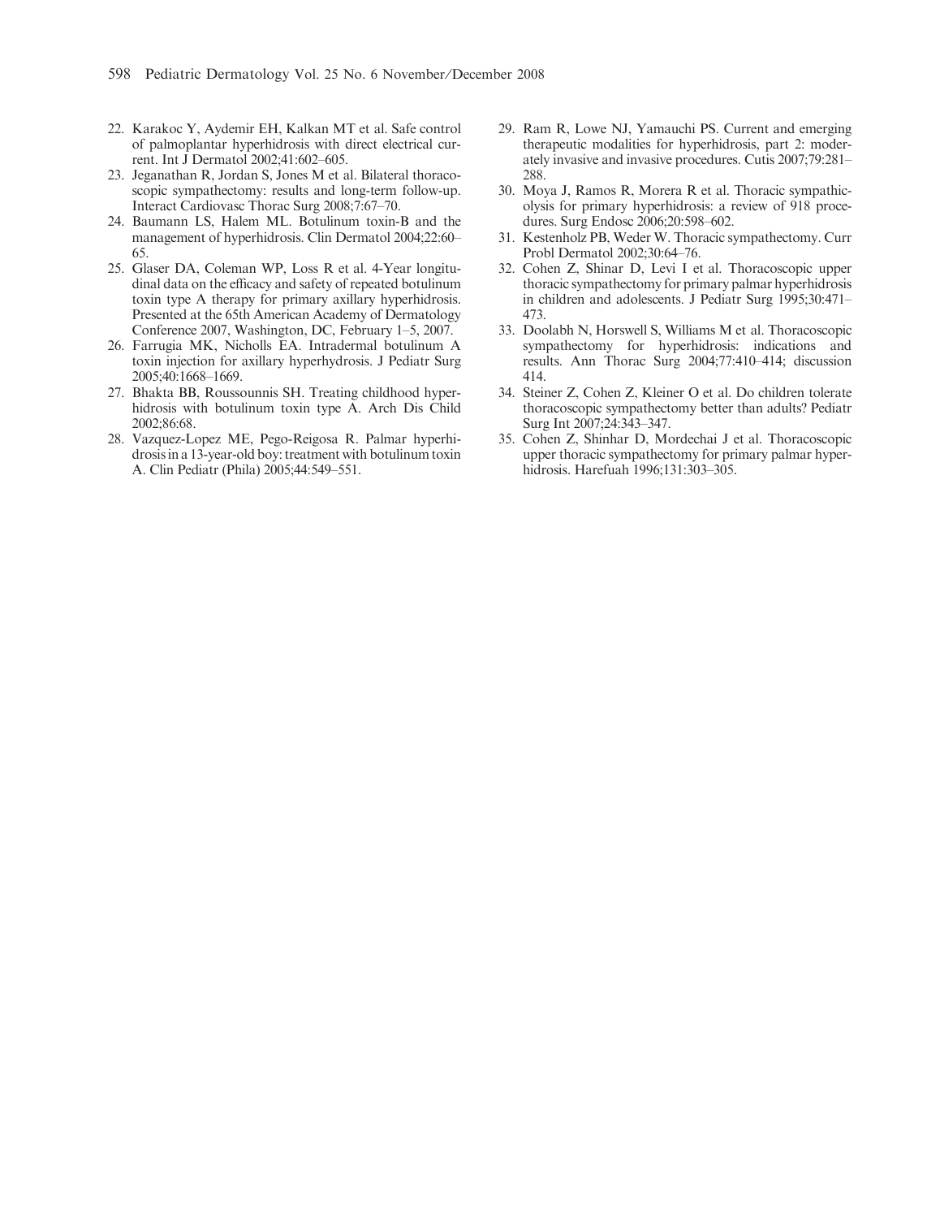22. Karakoc Y, Aydemir EH, Kalkan MT et al. Safe control of palmoplantar hyperhidrosis with direct electrical current. Int J Dermatol 2002;41:602–605.
23. Jeganathan R, Jordan S, Jones M et al. Bilateral thoracoscopic sympathectomy: results and long-term follow-up. Interact Cardiovasc Thorac Surg 2008;7:67–70.
24. Baumann LS, Halem ML. Botulinum toxin-B and the management of hyperhidrosis. Clin Dermatol 2004;22:60–65.
25. Glaser DA, Coleman WP, Loss R et al. 4-Year longitudinal data on the efficacy and safety of repeated botulinum toxin type A therapy for primary axillary hyperhidrosis. Presented at the 65th American Academy of Dermatology Conference 2007, Washington, DC, February 1–5, 2007.
26. Farrugia MK, Nicholls EA. Intradermal botulinum A toxin injection for axillary hyperhydrosis. J Pediatr Surg 2005;40:1668–1669.
27. Bhakta BB, Roussounnis SH. Treating childhood hyperhidrosis with botulinum toxin type A. Arch Dis Child 2002;86:68.
28. Vazquez-Lopez ME, Pego-Reigosa R. Palmar hyperhidrosis in a 13-year-old boy: treatment with botulinum toxin A. Clin Pediatr (Phila) 2005;44:549–551.
29. Ram R, Lowe NJ, Yamauchi PS. Current and emerging therapeutic modalities for hyperhidrosis, part 2: moderately invasive and invasive procedures. Cutis 2007;79:281–288.
30. Moya J, Ramos R, Morera R et al. Thoracic sympathicolysis for primary hyperhidrosis: a review of 918 procedures. Surg Endosc 2006;20:598–602.
31. Kestenholz PB, Weder W. Thoracic sympathectomy. Curr Probl Dermatol 2002;30:64–76.
32. Cohen Z, Shinar D, Levi I et al. Thoracoscopic upper thoracic sympathectomy for primary palmar hyperhidrosis in children and adolescents. J Pediatr Surg 1995;30:471–473.
33. Doolabh N, Horswell S, Williams M et al. Thoracoscopic sympathectomy for hyperhidrosis: indications and results. Ann Thorac Surg 2004;77:410–414; discussion 414.
34. Steiner Z, Cohen Z, Kleiner O et al. Do children tolerate thoracoscopic sympathectomy better than adults? Pediatr Surg Int 2007;24:343–347.
35. Cohen Z, Shinhar D, Mordechai J et al. Thoracoscopic upper thoracic sympathectomy for primary palmar hyperhidrosis. Harefuah 1996;131:303–305.